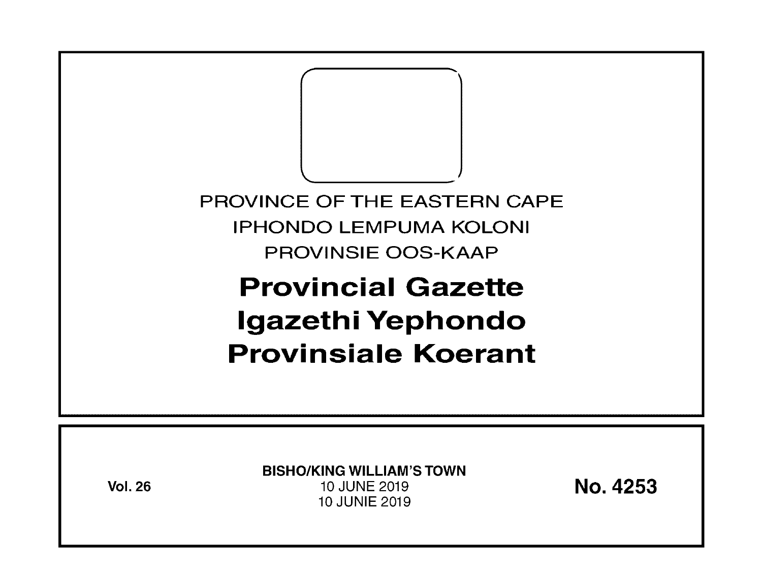PROVINCE OF THE EASTERN CAPE

IPHONDO LEMPUMA KOLONI

PROVINSIE OOS-KAAP

# Provincial Gazette
# Igazethi Yephondo
# Provinsiale Koerant

**Vol. 26**

**BISHO/KING WILLIAM'S TOWN**

10 JUNE 2019

10 JUNIE 2019

**No. 4253**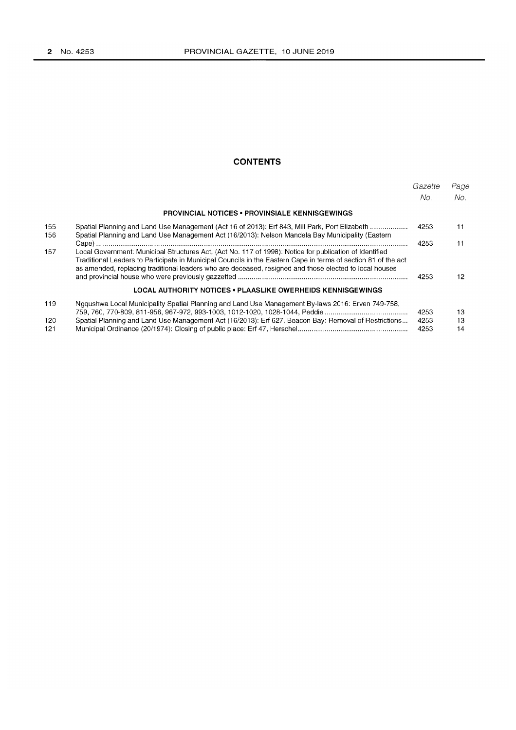## CONTENTS

| | | Gazette No. | Page No. |
|---|---|---|---|
| | **PROVINCIAL NOTICES • PROVINSIALE KENNISGEWINGS** | | |
| 155 | Spatial Planning and Land Use Management (Act 16 of 2013): Erf 843, Mill Park, Port Elizabeth | 4253 | 11 |
| 156 | Spatial Planning and Land Use Management Act (16/2013): Nelson Mandela Bay Municipality (Eastern Cape) | 4253 | 11 |
| 157 | Local Government: Municipal Structures Act, (Act No. 117 of 1998): Notice for publication of Identified Traditional Leaders to Participate in Municipal Councils in the Eastern Cape in terms of section 81 of the act as amended, replacing traditional leaders who are deceased, resigned and those elected to local houses and provincial house who were previously gazzetted | 4253 | 12 |
| | **LOCAL AUTHORITY NOTICES • PLAASLIKE OWERHEIDS KENNISGEWINGS** | | |
| 119 | Ngqushwa Local Municipality Spatial Planning and Land Use Management By-laws 2016: Erven 749-758, 759, 760, 770-809, 811-956, 967-972, 993-1003, 1012-1020, 1028-1044, Peddie | 4253 | 13 |
| 120 | Spatial Planning and Land Use Management Act (16/2013): Erf 627, Beacon Bay: Removal of Restrictions | 4253 | 13 |
| 121 | Municipal Ordinance (20/1974): Closing of public place: Erf 47, Herschel | 4253 | 14 |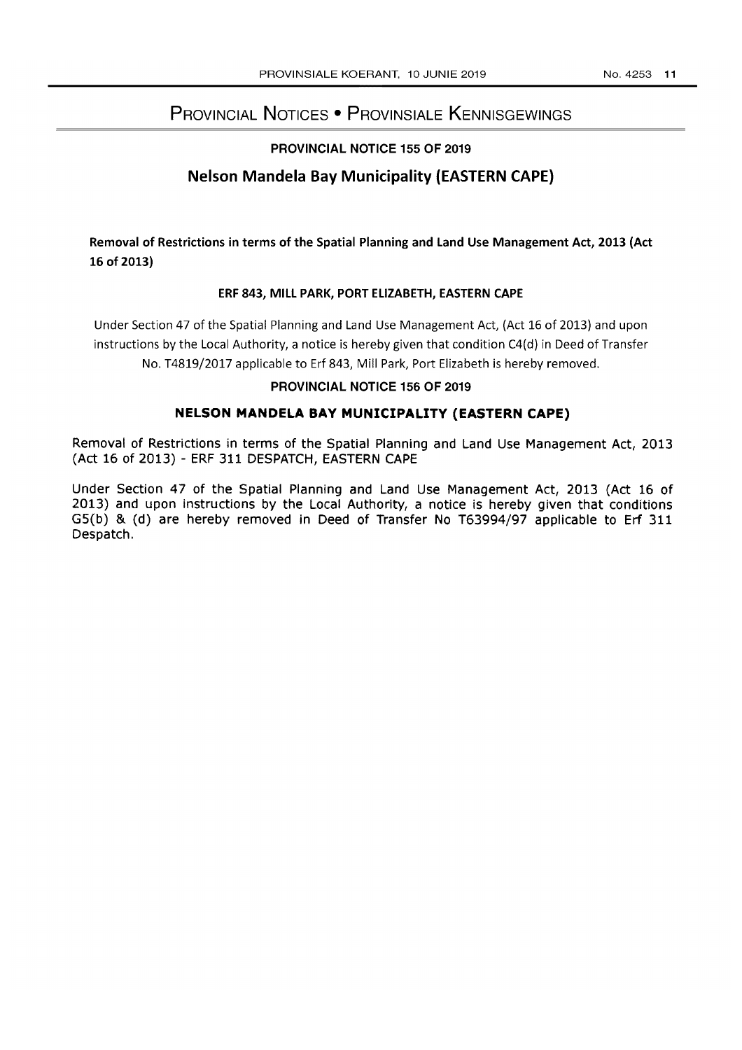# Provincial Notices • Provinsiale Kennisgewings

## PROVINCIAL NOTICE 155 OF 2019

## Nelson Mandela Bay Municipality (EASTERN CAPE)

**Removal of Restrictions in terms of the Spatial Planning and Land Use Management Act, 2013 (Act 16 of 2013)**

**ERF 843, MILL PARK, PORT ELIZABETH, EASTERN CAPE**

Under Section 47 of the Spatial Planning and Land Use Management Act, (Act 16 of 2013) and upon instructions by the Local Authority, a notice is hereby given that condition C4(d) in Deed of Transfer No. T4819/2017 applicable to Erf 843, Mill Park, Port Elizabeth is hereby removed.

## PROVINCIAL NOTICE 156 OF 2019

## NELSON MANDELA BAY MUNICIPALITY (EASTERN CAPE)

Removal of Restrictions in terms of the Spatial Planning and Land Use Management Act, 2013 (Act 16 of 2013) - ERF 311 DESPATCH, EASTERN CAPE

Under Section 47 of the Spatial Planning and Land Use Management Act, 2013 (Act 16 of 2013) and upon instructions by the Local Authority, a notice is hereby given that conditions G5(b) & (d) are hereby removed in Deed of Transfer No T63994/97 applicable to Erf 311 Despatch.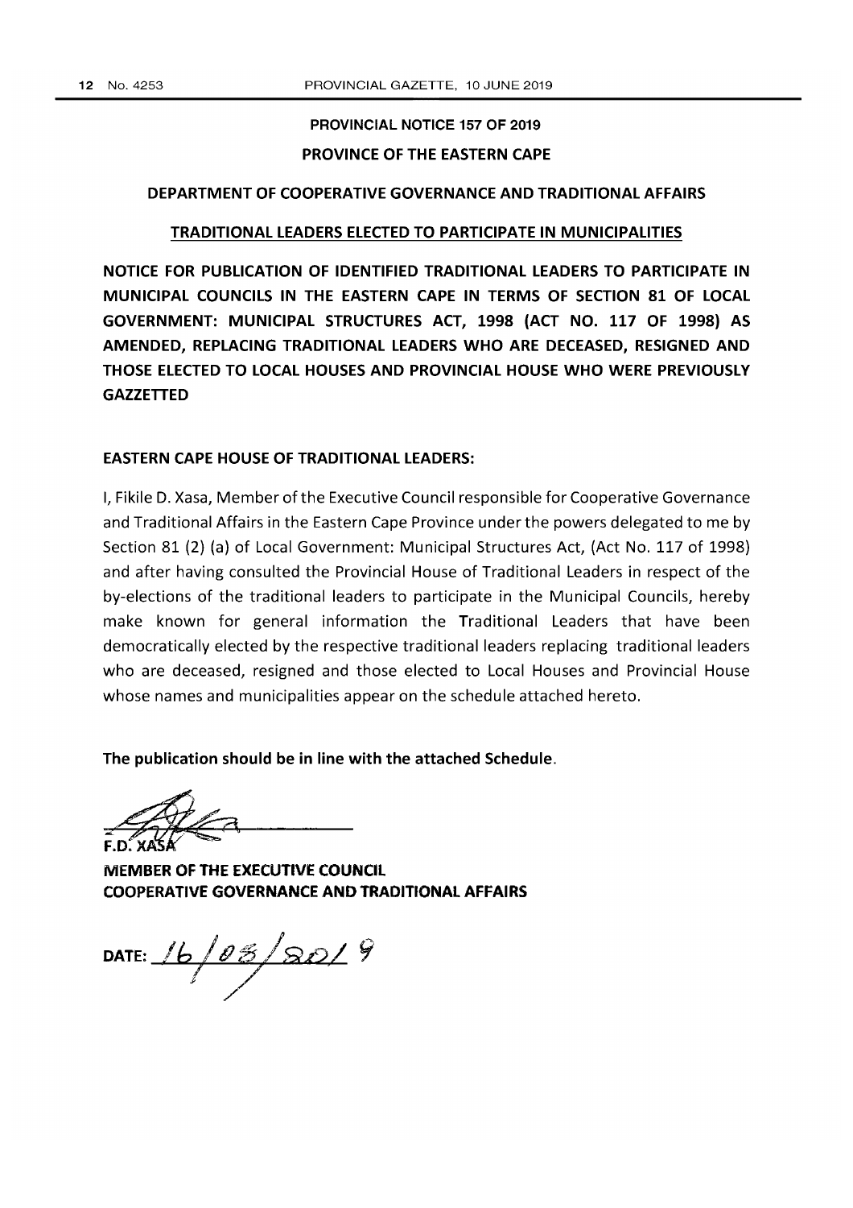**PROVINCIAL NOTICE 157 OF 2019**

**PROVINCE OF THE EASTERN CAPE**

**DEPARTMENT OF COOPERATIVE GOVERNANCE AND TRADITIONAL AFFAIRS**

**TRADITIONAL LEADERS ELECTED TO PARTICIPATE IN MUNICIPALITIES**

**NOTICE FOR PUBLICATION OF IDENTIFIED TRADITIONAL LEADERS TO PARTICIPATE IN MUNICIPAL COUNCILS IN THE EASTERN CAPE IN TERMS OF SECTION 81 OF LOCAL GOVERNMENT: MUNICIPAL STRUCTURES ACT, 1998 (ACT NO. 117 OF 1998) AS AMENDED, REPLACING TRADITIONAL LEADERS WHO ARE DECEASED, RESIGNED AND THOSE ELECTED TO LOCAL HOUSES AND PROVINCIAL HOUSE WHO WERE PREVIOUSLY GAZZETTED**

**EASTERN CAPE HOUSE OF TRADITIONAL LEADERS:**

I, Fikile D. Xasa, Member of the Executive Council responsible for Cooperative Governance and Traditional Affairs in the Eastern Cape Province under the powers delegated to me by Section 81 (2) (a) of Local Government: Municipal Structures Act, (Act No. 117 of 1998) and after having consulted the Provincial House of Traditional Leaders in respect of the by-elections of the traditional leaders to participate in the Municipal Councils, hereby make known for general information the Traditional Leaders that have been democratically elected by the respective traditional leaders replacing traditional leaders who are deceased, resigned and those elected to Local Houses and Provincial House whose names and municipalities appear on the schedule attached hereto.

**The publication should be in line with the attached Schedule.**

**F.D. XASA**

**MEMBER OF THE EXECUTIVE COUNCIL**
**COOPERATIVE GOVERNANCE AND TRADITIONAL AFFAIRS**

**DATE:** 16/03/2019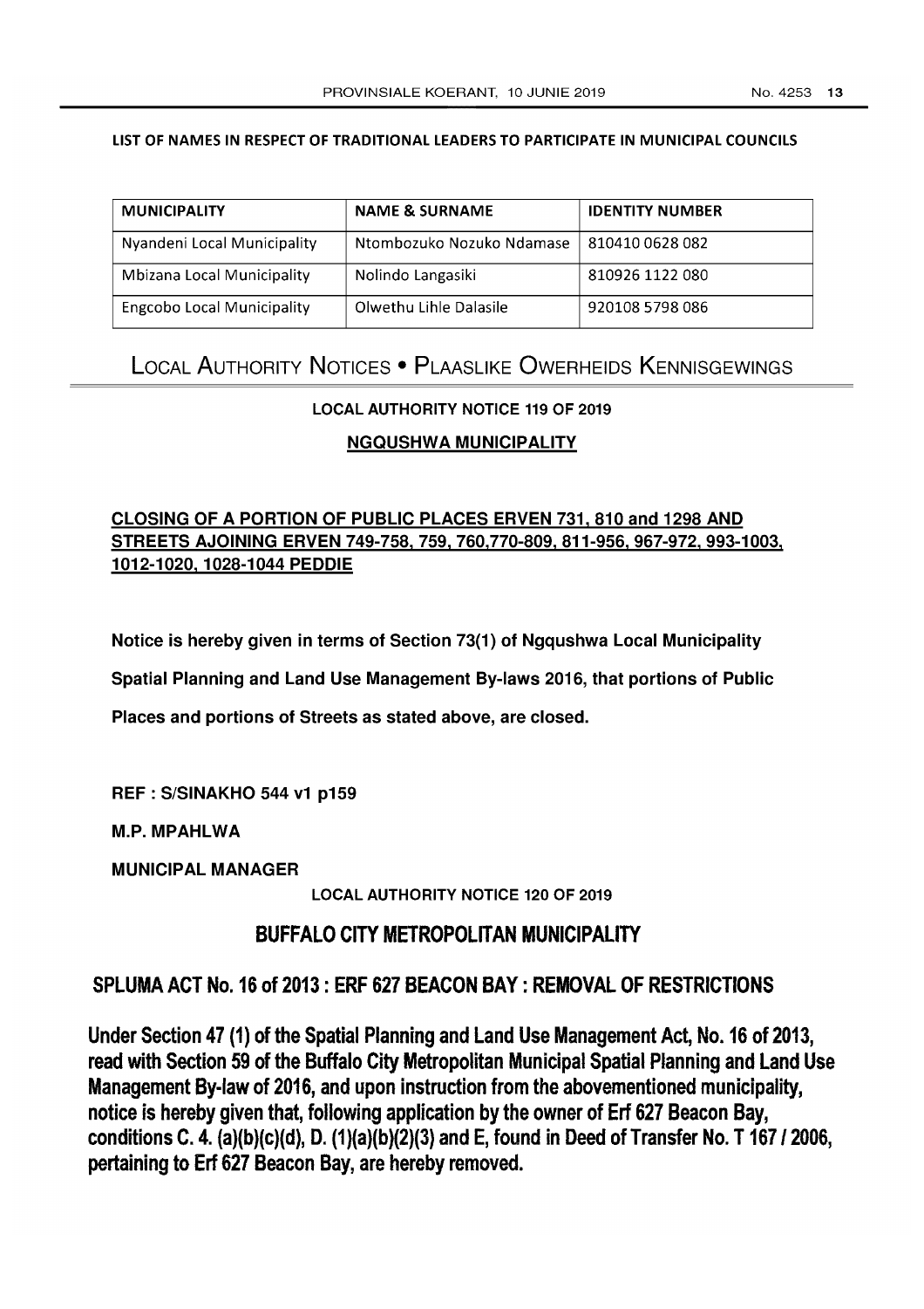**LIST OF NAMES IN RESPECT OF TRADITIONAL LEADERS TO PARTICIPATE IN MUNICIPAL COUNCILS**

| MUNICIPALITY | NAME & SURNAME | IDENTITY NUMBER |
|---|---|---|
| Nyandeni Local Municipality | Ntombozuko Nozuko Ndamase | 810410 0628 082 |
| Mbizana Local Municipality | Nolindo Langasiki | 810926 1122 080 |
| Engcobo Local Municipality | Olwethu Lihle Dalasile | 920108 5798 086 |

# Local Authority Notices • Plaaslike Owerheids Kennisgewings

### LOCAL AUTHORITY NOTICE 119 OF 2019

### NGQUSHWA MUNICIPALITY

**CLOSING OF A PORTION OF PUBLIC PLACES ERVEN 731, 810 and 1298 AND STREETS AJOINING ERVEN 749-758, 759, 760,770-809, 811-956, 967-972, 993-1003, 1012-1020, 1028-1044 PEDDIE**

**Notice is hereby given in terms of Section 73(1) of Ngqushwa Local Municipality Spatial Planning and Land Use Management By-laws 2016, that portions of Public Places and portions of Streets as stated above, are closed.**

**REF : S/SINAKHO 544 v1 p159**

**M.P. MPAHLWA**

**MUNICIPAL MANAGER**

### LOCAL AUTHORITY NOTICE 120 OF 2019

### BUFFALO CITY METROPOLITAN MUNICIPALITY

**SPLUMA ACT No. 16 of 2013 : ERF 627 BEACON BAY : REMOVAL OF RESTRICTIONS**

**Under Section 47 (1) of the Spatial Planning and Land Use Management Act, No. 16 of 2013, read with Section 59 of the Buffalo City Metropolitan Municipal Spatial Planning and Land Use Management By-law of 2016, and upon instruction from the abovementioned municipality, notice is hereby given that, following application by the owner of Erf 627 Beacon Bay, conditions C. 4. (a)(b)(c)(d), D. (1)(a)(b)(2)(3) and E, found in Deed of Transfer No. T 167 / 2006, pertaining to Erf 627 Beacon Bay, are hereby removed.**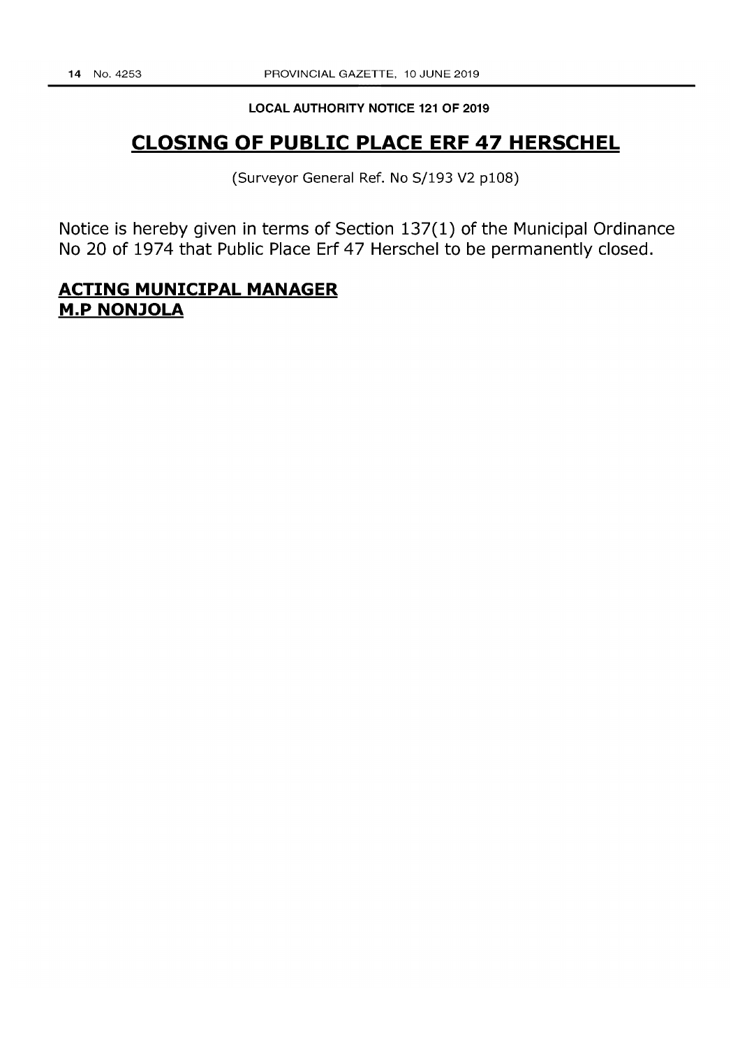**LOCAL AUTHORITY NOTICE 121 OF 2019**

# CLOSING OF PUBLIC PLACE ERF 47 HERSCHEL

(Surveyor General Ref. No S/193 V2 p108)

Notice is hereby given in terms of Section 137(1) of the Municipal Ordinance No 20 of 1974 that Public Place Erf 47 Herschel to be permanently closed.

**ACTING MUNICIPAL MANAGER**
**M.P NONJOLA**